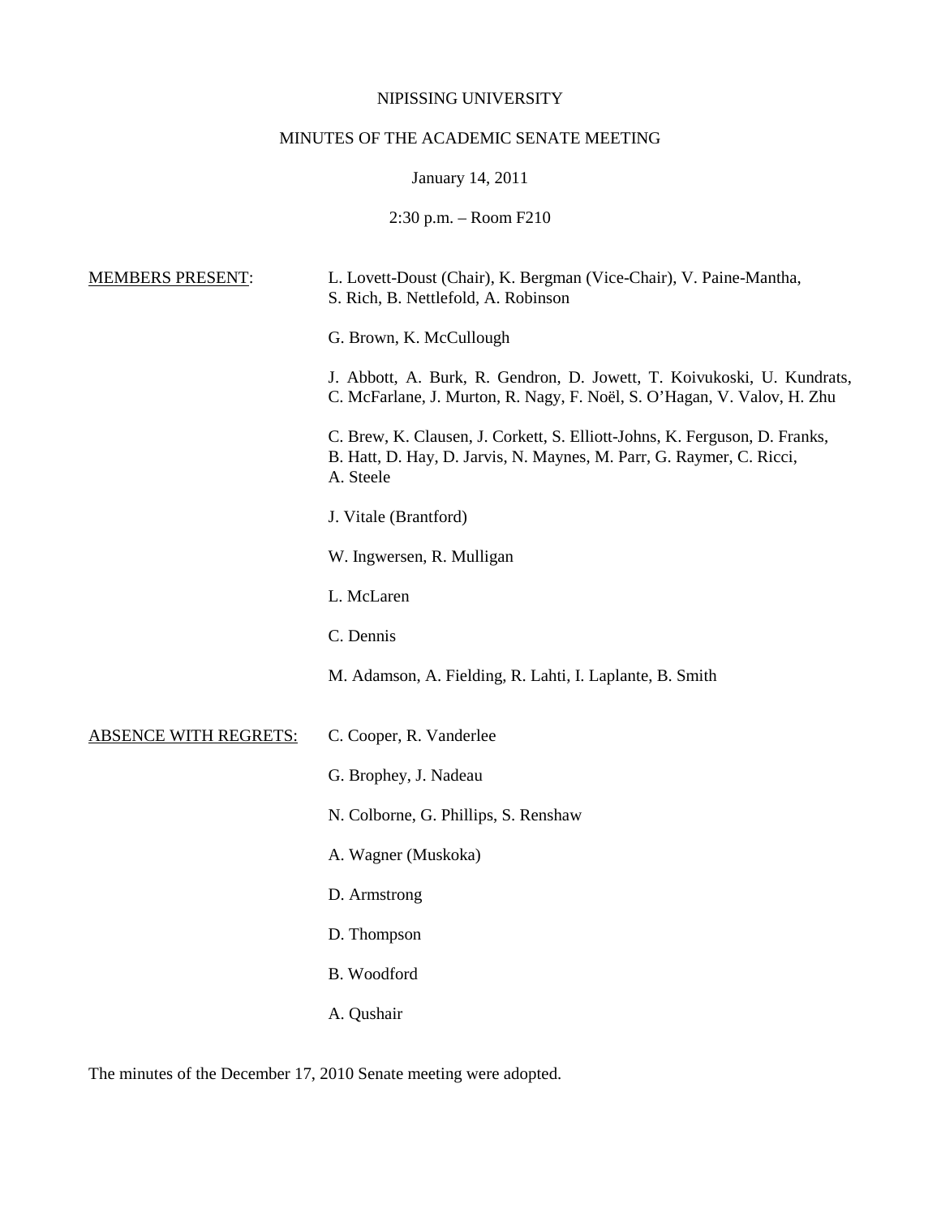NIPISSING UNIVERSITY

MINUTES OF THE ACADEMIC SENATE MEETING

January 14, 2011

2:30 p.m. – Room F210

MEMBERS PRESENT:

L. Lovett-Doust (Chair), K. Bergman (Vice-Chair), V. Paine-Mantha, S. Rich, B. Nettlefold, A. Robinson

G. Brown, K. McCullough

J. Abbott, A. Burk, R. Gendron, D. Jowett, T. Koivukoski, U. Kundrats, C. McFarlane, J. Murton, R. Nagy, F. Noël, S. O'Hagan, V. Valov, H. Zhu

C. Brew, K. Clausen, J. Corkett, S. Elliott-Johns, K. Ferguson, D. Franks, B. Hatt, D. Hay, D. Jarvis, N. Maynes, M. Parr, G. Raymer, C. Ricci, A. Steele

J. Vitale (Brantford)

W. Ingwersen, R. Mulligan

L. McLaren

C. Dennis

M. Adamson, A. Fielding, R. Lahti, I. Laplante, B. Smith

ABSENCE WITH REGRETS:

C. Cooper, R. Vanderlee

G. Brophey, J. Nadeau

N. Colborne, G. Phillips, S. Renshaw

A. Wagner (Muskoka)

D. Armstrong

D. Thompson

B. Woodford

A. Qushair

The minutes of the December 17, 2010 Senate meeting were adopted.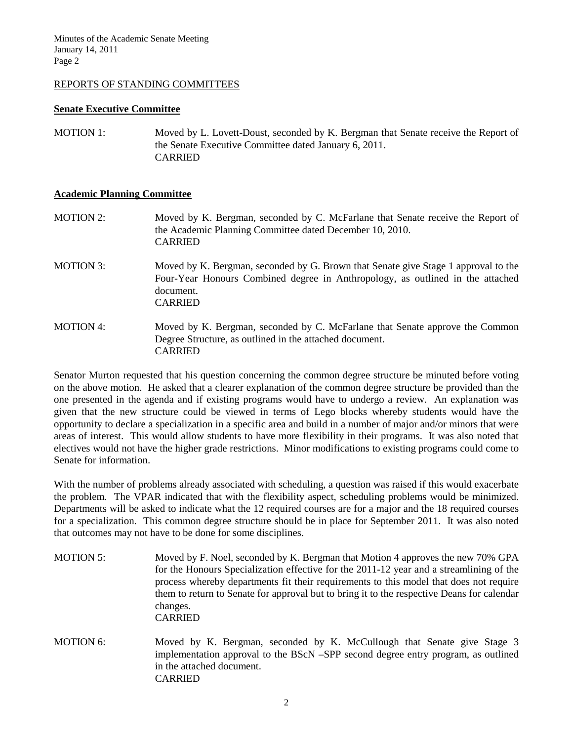## REPORTS OF STANDING COMMITTEES

### Senate Executive Committee

MOTION 1: Moved by L. Lovett-Doust, seconded by K. Bergman that Senate receive the Report of the Senate Executive Committee dated January 6, 2011.
CARRIED

### Academic Planning Committee

MOTION 2: Moved by K. Bergman, seconded by C. McFarlane that Senate receive the Report of the Academic Planning Committee dated December 10, 2010.
CARRIED

MOTION 3: Moved by K. Bergman, seconded by G. Brown that Senate give Stage 1 approval to the Four-Year Honours Combined degree in Anthropology, as outlined in the attached document.
CARRIED

MOTION 4: Moved by K. Bergman, seconded by C. McFarlane that Senate approve the Common Degree Structure, as outlined in the attached document.
CARRIED

Senator Murton requested that his question concerning the common degree structure be minuted before voting on the above motion. He asked that a clearer explanation of the common degree structure be provided than the one presented in the agenda and if existing programs would have to undergo a review. An explanation was given that the new structure could be viewed in terms of Lego blocks whereby students would have the opportunity to declare a specialization in a specific area and build in a number of major and/or minors that were areas of interest. This would allow students to have more flexibility in their programs. It was also noted that electives would not have the higher grade restrictions. Minor modifications to existing programs could come to Senate for information.

With the number of problems already associated with scheduling, a question was raised if this would exacerbate the problem. The VPAR indicated that with the flexibility aspect, scheduling problems would be minimized. Departments will be asked to indicate what the 12 required courses are for a major and the 18 required courses for a specialization. This common degree structure should be in place for September 2011. It was also noted that outcomes may not have to be done for some disciplines.

MOTION 5: Moved by F. Noel, seconded by K. Bergman that Motion 4 approves the new 70% GPA for the Honours Specialization effective for the 2011-12 year and a streamlining of the process whereby departments fit their requirements to this model that does not require them to return to Senate for approval but to bring it to the respective Deans for calendar changes.
CARRIED

MOTION 6: Moved by K. Bergman, seconded by K. McCullough that Senate give Stage 3 implementation approval to the BScN –SPP second degree entry program, as outlined in the attached document.
CARRIED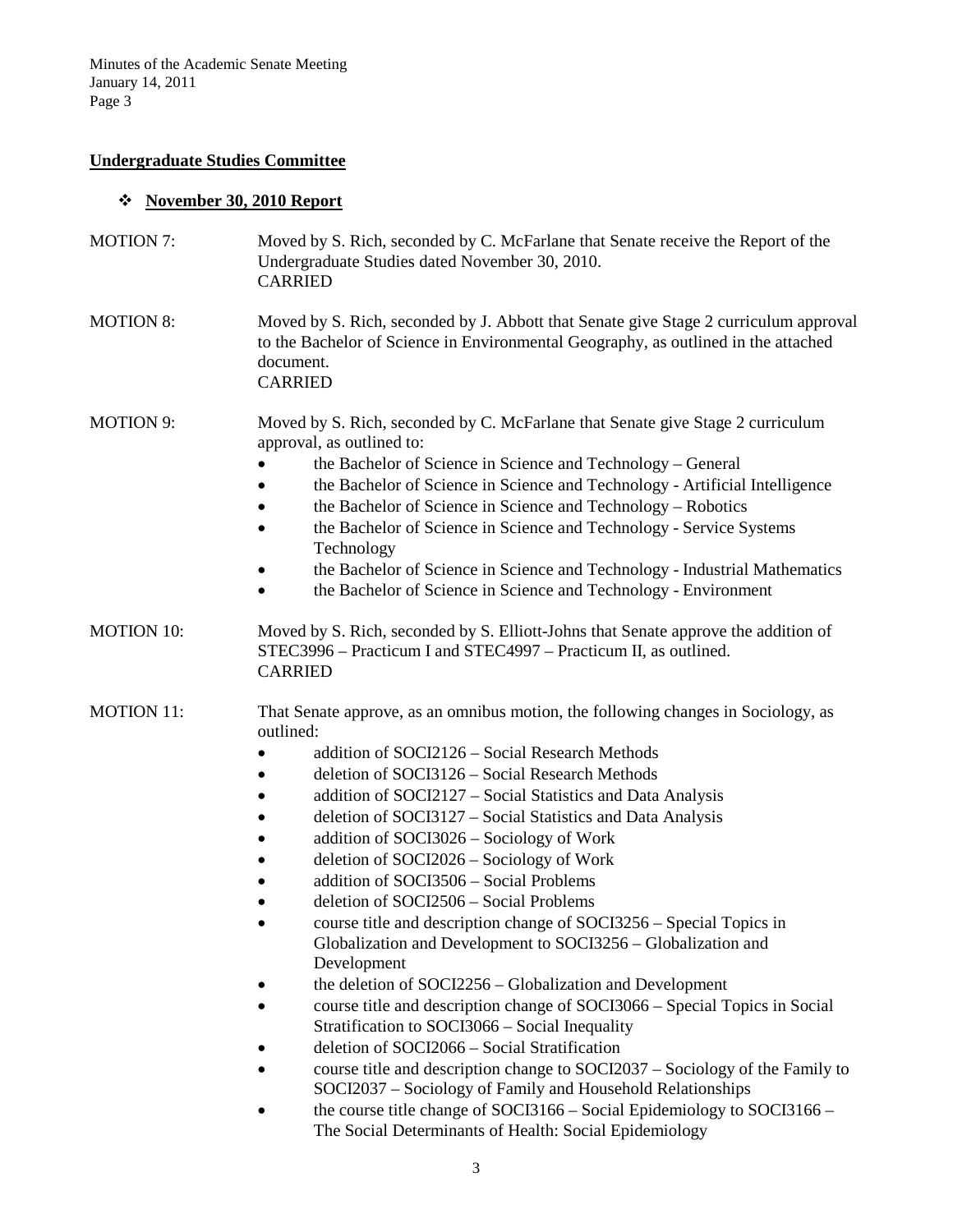## Undergraduate Studies Committee

- **November 30, 2010 Report**

MOTION 7: Moved by S. Rich, seconded by C. McFarlane that Senate receive the Report of the Undergraduate Studies dated November 30, 2010.
CARRIED

MOTION 8: Moved by S. Rich, seconded by J. Abbott that Senate give Stage 2 curriculum approval to the Bachelor of Science in Environmental Geography, as outlined in the attached document.
CARRIED

MOTION 9: Moved by S. Rich, seconded by C. McFarlane that Senate give Stage 2 curriculum approval, as outlined to:

- the Bachelor of Science in Science and Technology – General
- the Bachelor of Science in Science and Technology - Artificial Intelligence
- the Bachelor of Science in Science and Technology – Robotics
- the Bachelor of Science in Science and Technology - Service Systems Technology
- the Bachelor of Science in Science and Technology - Industrial Mathematics
- the Bachelor of Science in Science and Technology - Environment

MOTION 10: Moved by S. Rich, seconded by S. Elliott-Johns that Senate approve the addition of STEC3996 – Practicum I and STEC4997 – Practicum II, as outlined.
CARRIED

MOTION 11: That Senate approve, as an omnibus motion, the following changes in Sociology, as outlined:

- addition of SOCI2126 – Social Research Methods
- deletion of SOCI3126 – Social Research Methods
- addition of SOCI2127 – Social Statistics and Data Analysis
- deletion of SOCI3127 – Social Statistics and Data Analysis
- addition of SOCI3026 – Sociology of Work
- deletion of SOCI2026 – Sociology of Work
- addition of SOCI3506 – Social Problems
- deletion of SOCI2506 – Social Problems
- course title and description change of SOCI3256 – Special Topics in Globalization and Development to SOCI3256 – Globalization and Development
- the deletion of SOCI2256 – Globalization and Development
- course title and description change of SOCI3066 – Special Topics in Social Stratification to SOCI3066 – Social Inequality
- deletion of SOCI2066 – Social Stratification
- course title and description change to SOCI2037 – Sociology of the Family to SOCI2037 – Sociology of Family and Household Relationships
- the course title change of SOCI3166 – Social Epidemiology to SOCI3166 – The Social Determinants of Health: Social Epidemiology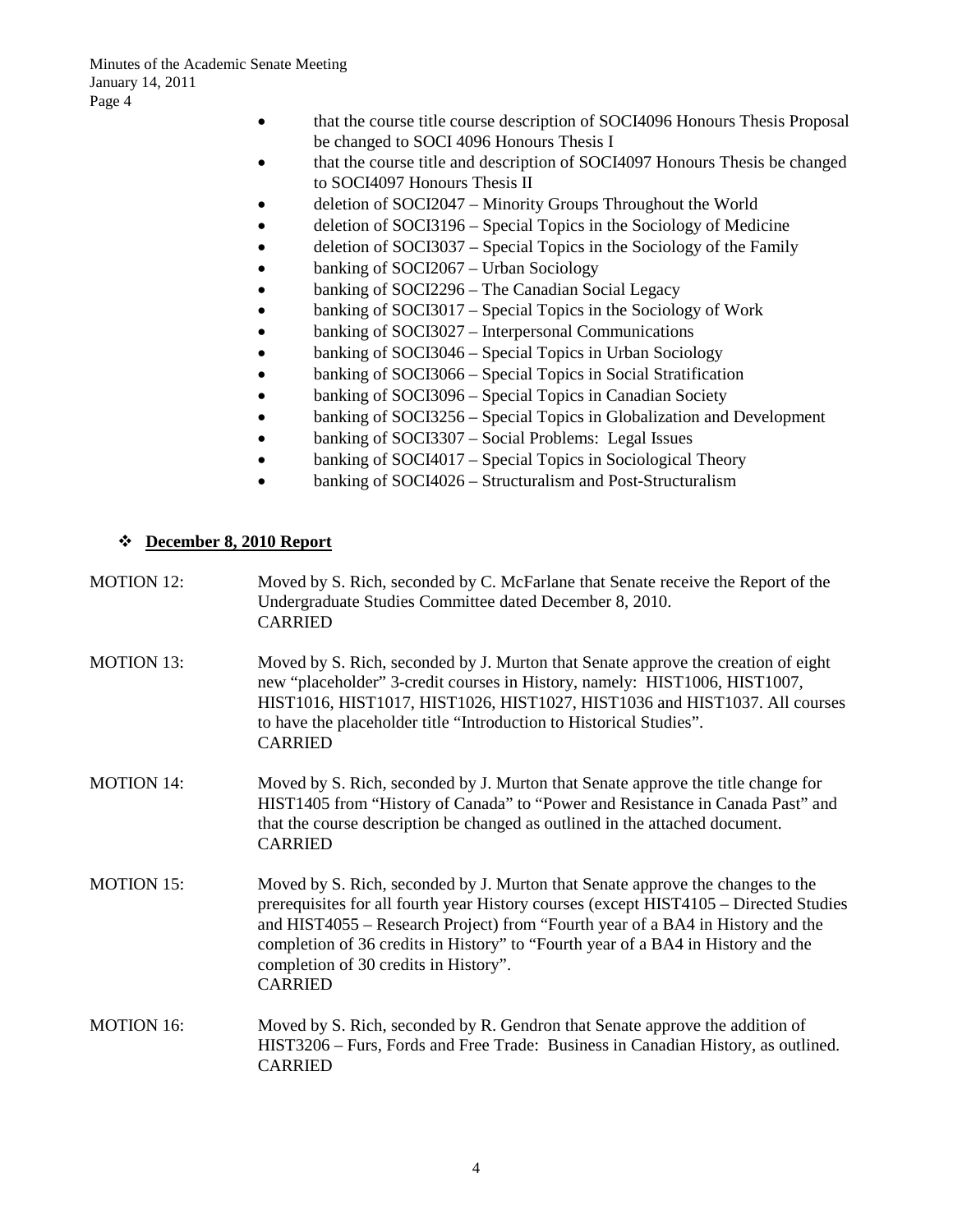- that the course title course description of SOCI4096 Honours Thesis Proposal be changed to SOCI 4096 Honours Thesis I
- that the course title and description of SOCI4097 Honours Thesis be changed to SOCI4097 Honours Thesis II
- deletion of SOCI2047 – Minority Groups Throughout the World
- deletion of SOCI3196 – Special Topics in the Sociology of Medicine
- deletion of SOCI3037 – Special Topics in the Sociology of the Family
- banking of SOCI2067 – Urban Sociology
- banking of SOCI2296 – The Canadian Social Legacy
- banking of SOCI3017 – Special Topics in the Sociology of Work
- banking of SOCI3027 – Interpersonal Communications
- banking of SOCI3046 – Special Topics in Urban Sociology
- banking of SOCI3066 – Special Topics in Social Stratification
- banking of SOCI3096 – Special Topics in Canadian Society
- banking of SOCI3256 – Special Topics in Globalization and Development
- banking of SOCI3307 – Social Problems: Legal Issues
- banking of SOCI4017 – Special Topics in Sociological Theory
- banking of SOCI4026 – Structuralism and Post-Structuralism

❖ **December 8, 2010 Report**

MOTION 12: Moved by S. Rich, seconded by C. McFarlane that Senate receive the Report of the Undergraduate Studies Committee dated December 8, 2010.
CARRIED

MOTION 13: Moved by S. Rich, seconded by J. Murton that Senate approve the creation of eight new "placeholder" 3-credit courses in History, namely: HIST1006, HIST1007, HIST1016, HIST1017, HIST1026, HIST1027, HIST1036 and HIST1037. All courses to have the placeholder title "Introduction to Historical Studies".
CARRIED

MOTION 14: Moved by S. Rich, seconded by J. Murton that Senate approve the title change for HIST1405 from "History of Canada" to "Power and Resistance in Canada Past" and that the course description be changed as outlined in the attached document.
CARRIED

MOTION 15: Moved by S. Rich, seconded by J. Murton that Senate approve the changes to the prerequisites for all fourth year History courses (except HIST4105 – Directed Studies and HIST4055 – Research Project) from "Fourth year of a BA4 in History and the completion of 36 credits in History" to "Fourth year of a BA4 in History and the completion of 30 credits in History".
CARRIED

MOTION 16: Moved by S. Rich, seconded by R. Gendron that Senate approve the addition of HIST3206 – Furs, Fords and Free Trade: Business in Canadian History, as outlined.
CARRIED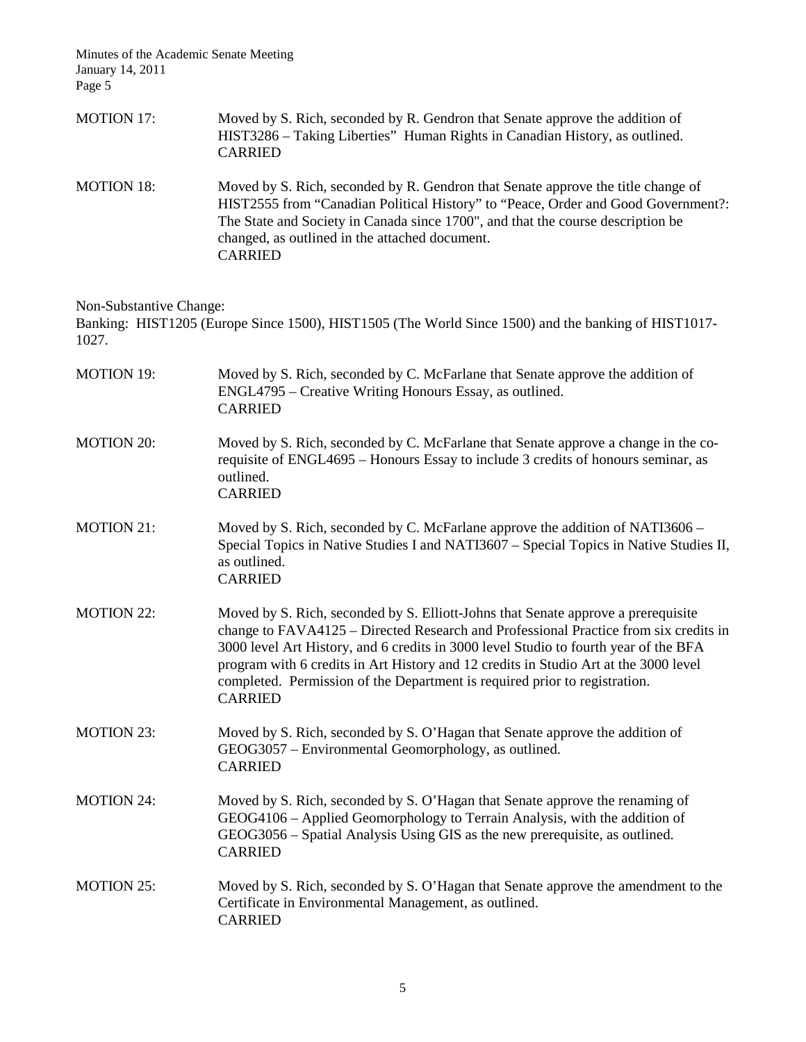MOTION 17: Moved by S. Rich, seconded by R. Gendron that Senate approve the addition of HIST3286 – Taking Liberties" Human Rights in Canadian History, as outlined.
CARRIED

MOTION 18: Moved by S. Rich, seconded by R. Gendron that Senate approve the title change of HIST2555 from "Canadian Political History" to "Peace, Order and Good Government?: The State and Society in Canada since 1700", and that the course description be changed, as outlined in the attached document.
CARRIED

Non-Substantive Change:
Banking: HIST1205 (Europe Since 1500), HIST1505 (The World Since 1500) and the banking of HIST1017-1027.

MOTION 19: Moved by S. Rich, seconded by C. McFarlane that Senate approve the addition of ENGL4795 – Creative Writing Honours Essay, as outlined.
CARRIED

MOTION 20: Moved by S. Rich, seconded by C. McFarlane that Senate approve a change in the co-requisite of ENGL4695 – Honours Essay to include 3 credits of honours seminar, as outlined.
CARRIED

MOTION 21: Moved by S. Rich, seconded by C. McFarlane approve the addition of NATI3606 – Special Topics in Native Studies I and NATI3607 – Special Topics in Native Studies II, as outlined.
CARRIED

MOTION 22: Moved by S. Rich, seconded by S. Elliott-Johns that Senate approve a prerequisite change to FAVA4125 – Directed Research and Professional Practice from six credits in 3000 level Art History, and 6 credits in 3000 level Studio to fourth year of the BFA program with 6 credits in Art History and 12 credits in Studio Art at the 3000 level completed. Permission of the Department is required prior to registration.
CARRIED

MOTION 23: Moved by S. Rich, seconded by S. O'Hagan that Senate approve the addition of GEOG3057 – Environmental Geomorphology, as outlined.
CARRIED

MOTION 24: Moved by S. Rich, seconded by S. O'Hagan that Senate approve the renaming of GEOG4106 – Applied Geomorphology to Terrain Analysis, with the addition of GEOG3056 – Spatial Analysis Using GIS as the new prerequisite, as outlined.
CARRIED

MOTION 25: Moved by S. Rich, seconded by S. O'Hagan that Senate approve the amendment to the Certificate in Environmental Management, as outlined.
CARRIED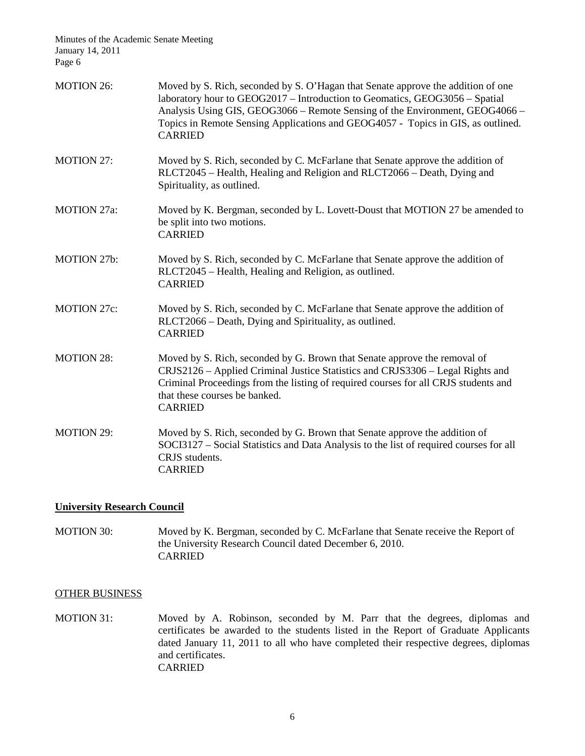MOTION 26: Moved by S. Rich, seconded by S. O'Hagan that Senate approve the addition of one laboratory hour to GEOG2017 – Introduction to Geomatics, GEOG3056 – Spatial Analysis Using GIS, GEOG3066 – Remote Sensing of the Environment, GEOG4066 – Topics in Remote Sensing Applications and GEOG4057 - Topics in GIS, as outlined.
CARRIED

MOTION 27: Moved by S. Rich, seconded by C. McFarlane that Senate approve the addition of RLCT2045 – Health, Healing and Religion and RLCT2066 – Death, Dying and Spirituality, as outlined.

MOTION 27a: Moved by K. Bergman, seconded by L. Lovett-Doust that MOTION 27 be amended to be split into two motions.
CARRIED

MOTION 27b: Moved by S. Rich, seconded by C. McFarlane that Senate approve the addition of RLCT2045 – Health, Healing and Religion, as outlined.
CARRIED

MOTION 27c: Moved by S. Rich, seconded by C. McFarlane that Senate approve the addition of RLCT2066 – Death, Dying and Spirituality, as outlined.
CARRIED

MOTION 28: Moved by S. Rich, seconded by G. Brown that Senate approve the removal of CRJS2126 – Applied Criminal Justice Statistics and CRJS3306 – Legal Rights and Criminal Proceedings from the listing of required courses for all CRJS students and that these courses be banked.
CARRIED

MOTION 29: Moved by S. Rich, seconded by G. Brown that Senate approve the addition of SOCI3127 – Social Statistics and Data Analysis to the list of required courses for all CRJS students.
CARRIED

## University Research Council

MOTION 30: Moved by K. Bergman, seconded by C. McFarlane that Senate receive the Report of the University Research Council dated December 6, 2010.
CARRIED

## OTHER BUSINESS

MOTION 31: Moved by A. Robinson, seconded by M. Parr that the degrees, diplomas and certificates be awarded to the students listed in the Report of Graduate Applicants dated January 11, 2011 to all who have completed their respective degrees, diplomas and certificates.
CARRIED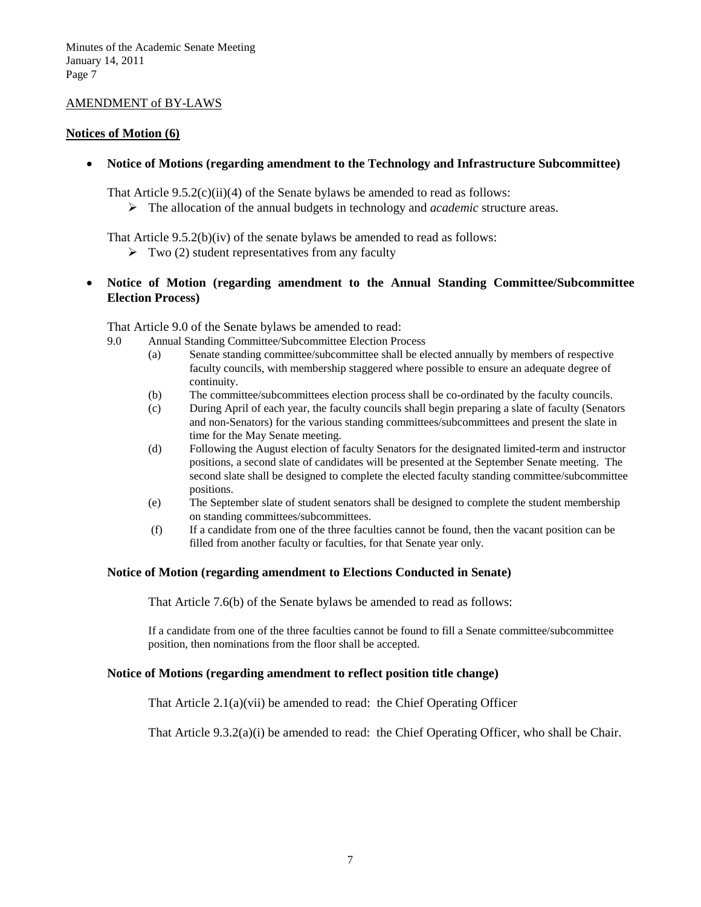AMENDMENT of BY-LAWS

**Notices of Motion (6)**

- **Notice of Motions (regarding amendment to the Technology and Infrastructure Subcommittee)**

  That Article 9.5.2(c)(ii)(4) of the Senate bylaws be amended to read as follows:

  - The allocation of the annual budgets in technology and *academic* structure areas.

  That Article 9.5.2(b)(iv) of the senate bylaws be amended to read as follows:

  - Two (2) student representatives from any faculty

- **Notice of Motion (regarding amendment to the Annual Standing Committee/Subcommittee Election Process)**

  That Article 9.0 of the Senate bylaws be amended to read:

  9.0 Annual Standing Committee/Subcommittee Election Process

  (a) Senate standing committee/subcommittee shall be elected annually by members of respective faculty councils, with membership staggered where possible to ensure an adequate degree of continuity.

  (b) The committee/subcommittees election process shall be co-ordinated by the faculty councils.

  (c) During April of each year, the faculty councils shall begin preparing a slate of faculty (Senators and non-Senators) for the various standing committees/subcommittees and present the slate in time for the May Senate meeting.

  (d) Following the August election of faculty Senators for the designated limited-term and instructor positions, a second slate of candidates will be presented at the September Senate meeting. The second slate shall be designed to complete the elected faculty standing committee/subcommittee positions.

  (e) The September slate of student senators shall be designed to complete the student membership on standing committees/subcommittees.

  (f) If a candidate from one of the three faculties cannot be found, then the vacant position can be filled from another faculty or faculties, for that Senate year only.

**Notice of Motion (regarding amendment to Elections Conducted in Senate)**

That Article 7.6(b) of the Senate bylaws be amended to read as follows:

If a candidate from one of the three faculties cannot be found to fill a Senate committee/subcommittee position, then nominations from the floor shall be accepted.

**Notice of Motions (regarding amendment to reflect position title change)**

That Article 2.1(a)(vii) be amended to read: the Chief Operating Officer

That Article 9.3.2(a)(i) be amended to read: the Chief Operating Officer, who shall be Chair.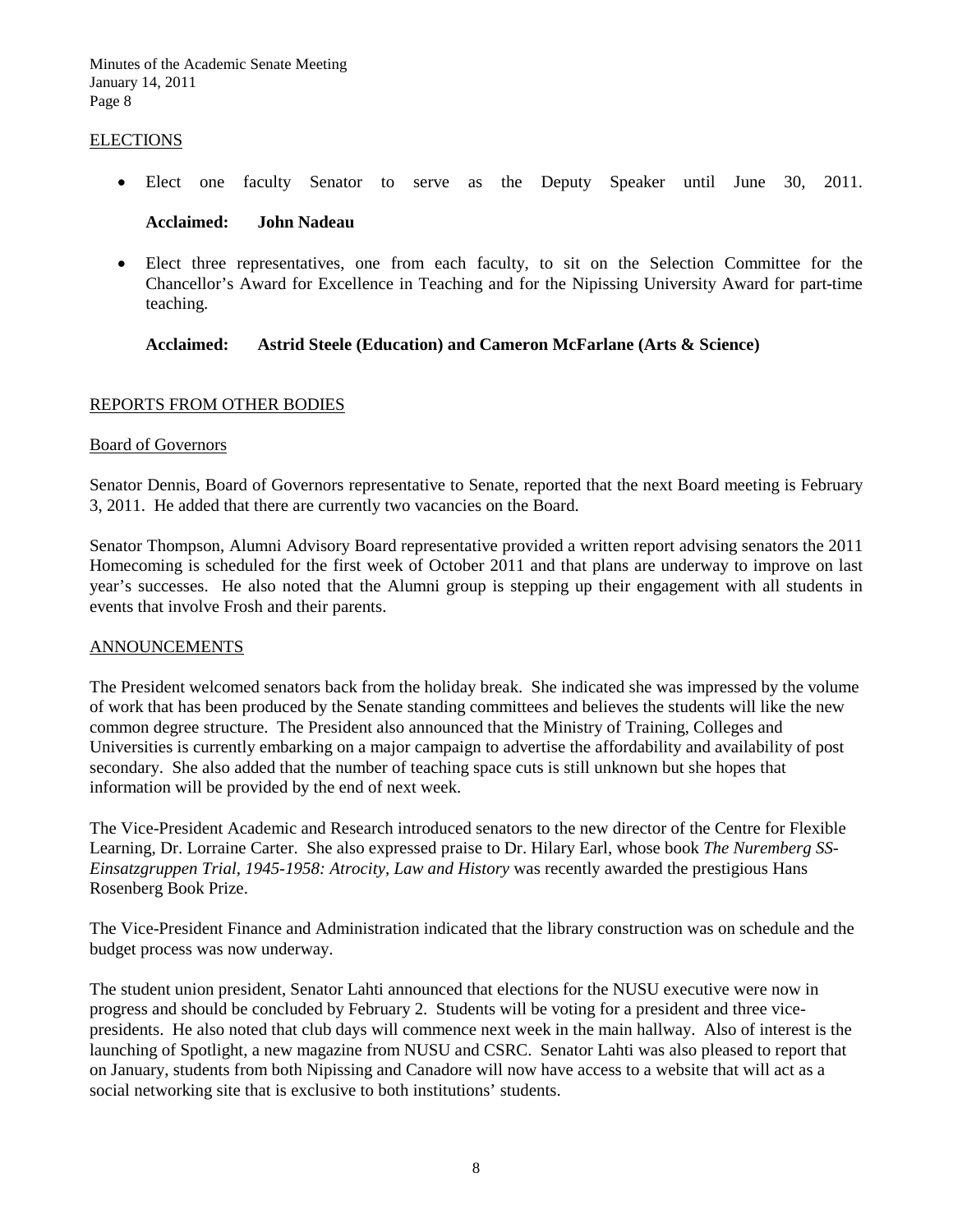## ELECTIONS

- Elect one faculty Senator to serve as the Deputy Speaker until June 30, 2011.

  **Acclaimed: John Nadeau**

- Elect three representatives, one from each faculty, to sit on the Selection Committee for the Chancellor's Award for Excellence in Teaching and for the Nipissing University Award for part-time teaching.

  **Acclaimed: Astrid Steele (Education) and Cameron McFarlane (Arts & Science)**

## REPORTS FROM OTHER BODIES

### Board of Governors

Senator Dennis, Board of Governors representative to Senate, reported that the next Board meeting is February 3, 2011. He added that there are currently two vacancies on the Board.

Senator Thompson, Alumni Advisory Board representative provided a written report advising senators the 2011 Homecoming is scheduled for the first week of October 2011 and that plans are underway to improve on last year's successes. He also noted that the Alumni group is stepping up their engagement with all students in events that involve Frosh and their parents.

## ANNOUNCEMENTS

The President welcomed senators back from the holiday break. She indicated she was impressed by the volume of work that has been produced by the Senate standing committees and believes the students will like the new common degree structure. The President also announced that the Ministry of Training, Colleges and Universities is currently embarking on a major campaign to advertise the affordability and availability of post secondary. She also added that the number of teaching space cuts is still unknown but she hopes that information will be provided by the end of next week.

The Vice-President Academic and Research introduced senators to the new director of the Centre for Flexible Learning, Dr. Lorraine Carter. She also expressed praise to Dr. Hilary Earl, whose book *The Nuremberg SS-Einsatzgruppen Trial, 1945-1958: Atrocity, Law and History* was recently awarded the prestigious Hans Rosenberg Book Prize.

The Vice-President Finance and Administration indicated that the library construction was on schedule and the budget process was now underway.

The student union president, Senator Lahti announced that elections for the NUSU executive were now in progress and should be concluded by February 2. Students will be voting for a president and three vice-presidents. He also noted that club days will commence next week in the main hallway. Also of interest is the launching of Spotlight, a new magazine from NUSU and CSRC. Senator Lahti was also pleased to report that on January, students from both Nipissing and Canadore will now have access to a website that will act as a social networking site that is exclusive to both institutions' students.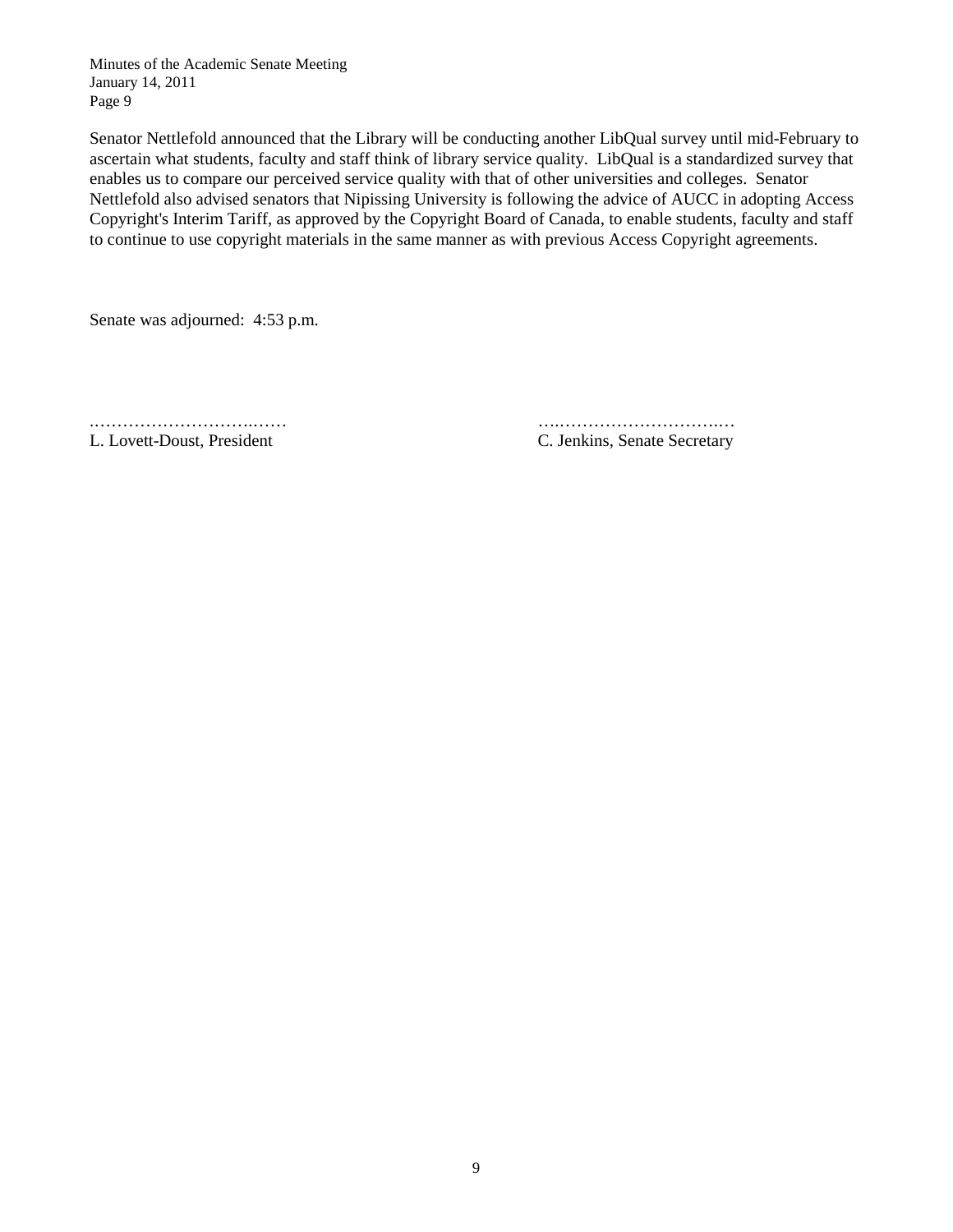Senator Nettlefold announced that the Library will be conducting another LibQual survey until mid-February to ascertain what students, faculty and staff think of library service quality. LibQual is a standardized survey that enables us to compare our perceived service quality with that of other universities and colleges. Senator Nettlefold also advised senators that Nipissing University is following the advice of AUCC in adopting Access Copyright's Interim Tariff, as approved by the Copyright Board of Canada, to enable students, faculty and staff to continue to use copyright materials in the same manner as with previous Access Copyright agreements.

Senate was adjourned: 4:53 p.m.

| | |
|---|---|
| ……………………………… | ……………………………… |
| L. Lovett-Doust, President | C. Jenkins, Senate Secretary |